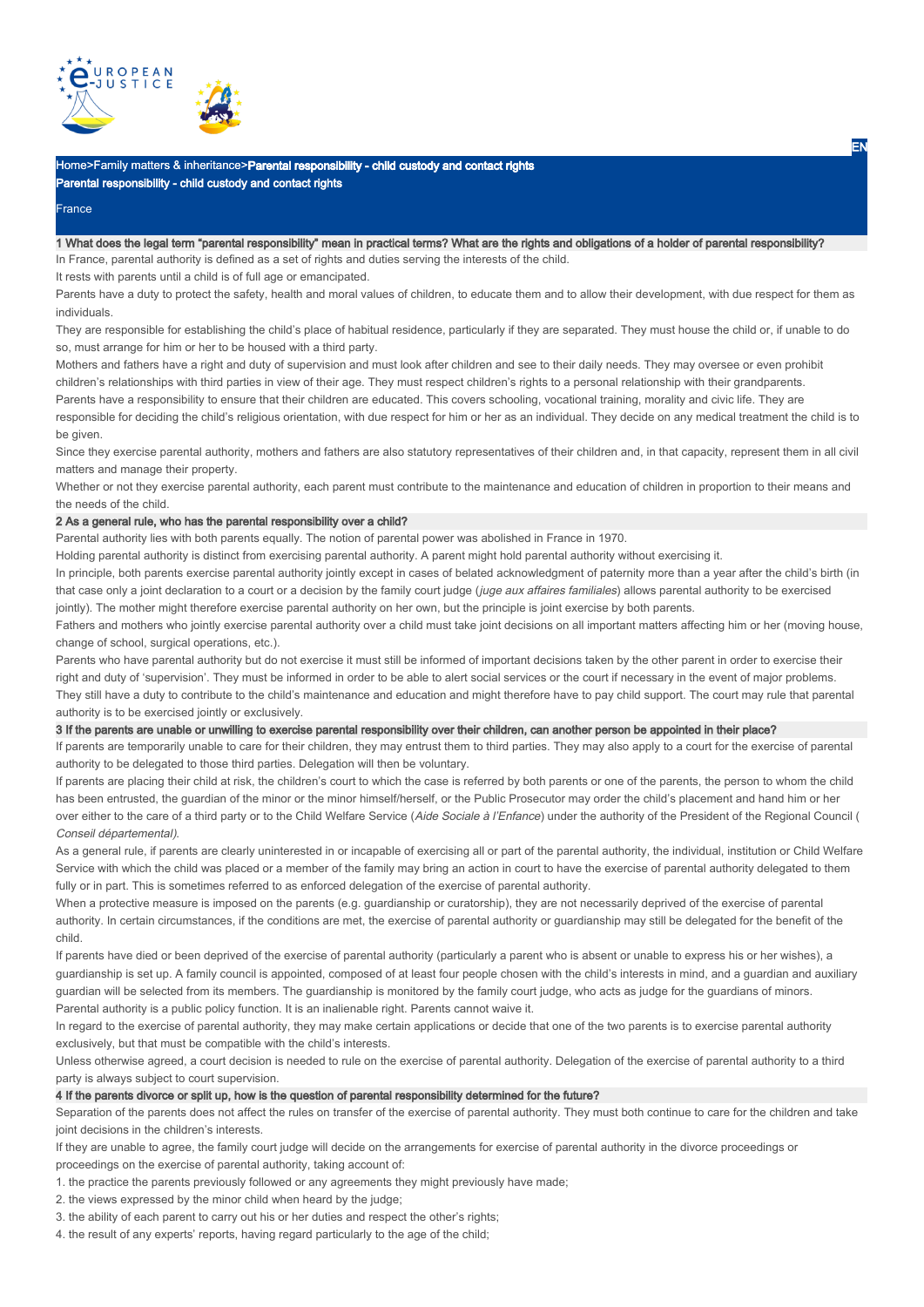Home>Family matters & inheritance>**Parental responsibility - child custody and contact rights**

# Parental responsibility - child custody and contact rights

France

## 1 What does the legal term "parental responsibility" mean in practical terms? What are the rights and obligations of a holder of parental responsibility?

In France, parental authority is defined as a set of rights and duties serving the interests of the child.

It rests with parents until a child is of full age or emancipated.

Parents have a duty to protect the safety, health and moral values of children, to educate them and to allow their development, with due respect for them as individuals.

They are responsible for establishing the child's place of habitual residence, particularly if they are separated. They must house the child or, if unable to do so, must arrange for him or her to be housed with a third party.

Mothers and fathers have a right and duty of supervision and must look after children and see to their daily needs. They may oversee or even prohibit children's relationships with third parties in view of their age. They must respect children's rights to a personal relationship with their grandparents.

Parents have a responsibility to ensure that their children are educated. This covers schooling, vocational training, morality and civic life. They are responsible for deciding the child's religious orientation, with due respect for him or her as an individual. They decide on any medical treatment the child is to be given.

Since they exercise parental authority, mothers and fathers are also statutory representatives of their children and, in that capacity, represent them in all civil matters and manage their property.

Whether or not they exercise parental authority, each parent must contribute to the maintenance and education of children in proportion to their means and the needs of the child.

## 2 As a general rule, who has the parental responsibility over a child?

Parental authority lies with both parents equally. The notion of parental power was abolished in France in 1970.

Holding parental authority is distinct from exercising parental authority. A parent might hold parental authority without exercising it.

In principle, both parents exercise parental authority jointly except in cases of belated acknowledgment of paternity more than a year after the child's birth (in that case only a joint declaration to a court or a decision by the family court judge (*juge aux affaires familiales*) allows parental authority to be exercised jointly). The mother might therefore exercise parental authority on her own, but the principle is joint exercise by both parents.

Fathers and mothers who jointly exercise parental authority over a child must take joint decisions on all important matters affecting him or her (moving house, change of school, surgical operations, etc.).

Parents who have parental authority but do not exercise it must still be informed of important decisions taken by the other parent in order to exercise their right and duty of 'supervision'. They must be informed in order to be able to alert social services or the court if necessary in the event of major problems. They still have a duty to contribute to the child's maintenance and education and might therefore have to pay child support. The court may rule that parental authority is to be exercised jointly or exclusively.

## 3 If the parents are unable or unwilling to exercise parental responsibility over their children, can another person be appointed in their place?

If parents are temporarily unable to care for their children, they may entrust them to third parties. They may also apply to a court for the exercise of parental authority to be delegated to those third parties. Delegation will then be voluntary.

If parents are placing their child at risk, the children's court to which the case is referred by both parents or one of the parents, the person to whom the child has been entrusted, the guardian of the minor or the minor himself/herself, or the Public Prosecutor may order the child's placement and hand him or her over either to the care of a third party or to the Child Welfare Service (*Aide Sociale à l'Enfance*) under the authority of the President of the Regional Council (*Conseil départemental).*

As a general rule, if parents are clearly uninterested in or incapable of exercising all or part of the parental authority, the individual, institution or Child Welfare Service with which the child was placed or a member of the family may bring an action in court to have the exercise of parental authority delegated to them fully or in part. This is sometimes referred to as enforced delegation of the exercise of parental authority.

When a protective measure is imposed on the parents (e.g. guardianship or curatorship), they are not necessarily deprived of the exercise of parental authority. In certain circumstances, if the conditions are met, the exercise of parental authority or guardianship may still be delegated for the benefit of the child.

If parents have died or been deprived of the exercise of parental authority (particularly a parent who is absent or unable to express his or her wishes), a guardianship is set up. A family council is appointed, composed of at least four people chosen with the child's interests in mind, and a guardian and auxiliary guardian will be selected from its members. The guardianship is monitored by the family court judge, who acts as judge for the guardians of minors.

Parental authority is a public policy function. It is an inalienable right. Parents cannot waive it.

In regard to the exercise of parental authority, they may make certain applications or decide that one of the two parents is to exercise parental authority exclusively, but that must be compatible with the child's interests.

Unless otherwise agreed, a court decision is needed to rule on the exercise of parental authority. Delegation of the exercise of parental authority to a third party is always subject to court supervision.

## 4 If the parents divorce or split up, how is the question of parental responsibility determined for the future?

Separation of the parents does not affect the rules on transfer of the exercise of parental authority. They must both continue to care for the children and take joint decisions in the children's interests.

If they are unable to agree, the family court judge will decide on the arrangements for exercise of parental authority in the divorce proceedings or proceedings on the exercise of parental authority, taking account of:

1. the practice the parents previously followed or any agreements they might previously have made;
2. the views expressed by the minor child when heard by the judge;
3. the ability of each parent to carry out his or her duties and respect the other's rights;
4. the result of any experts' reports, having regard particularly to the age of the child;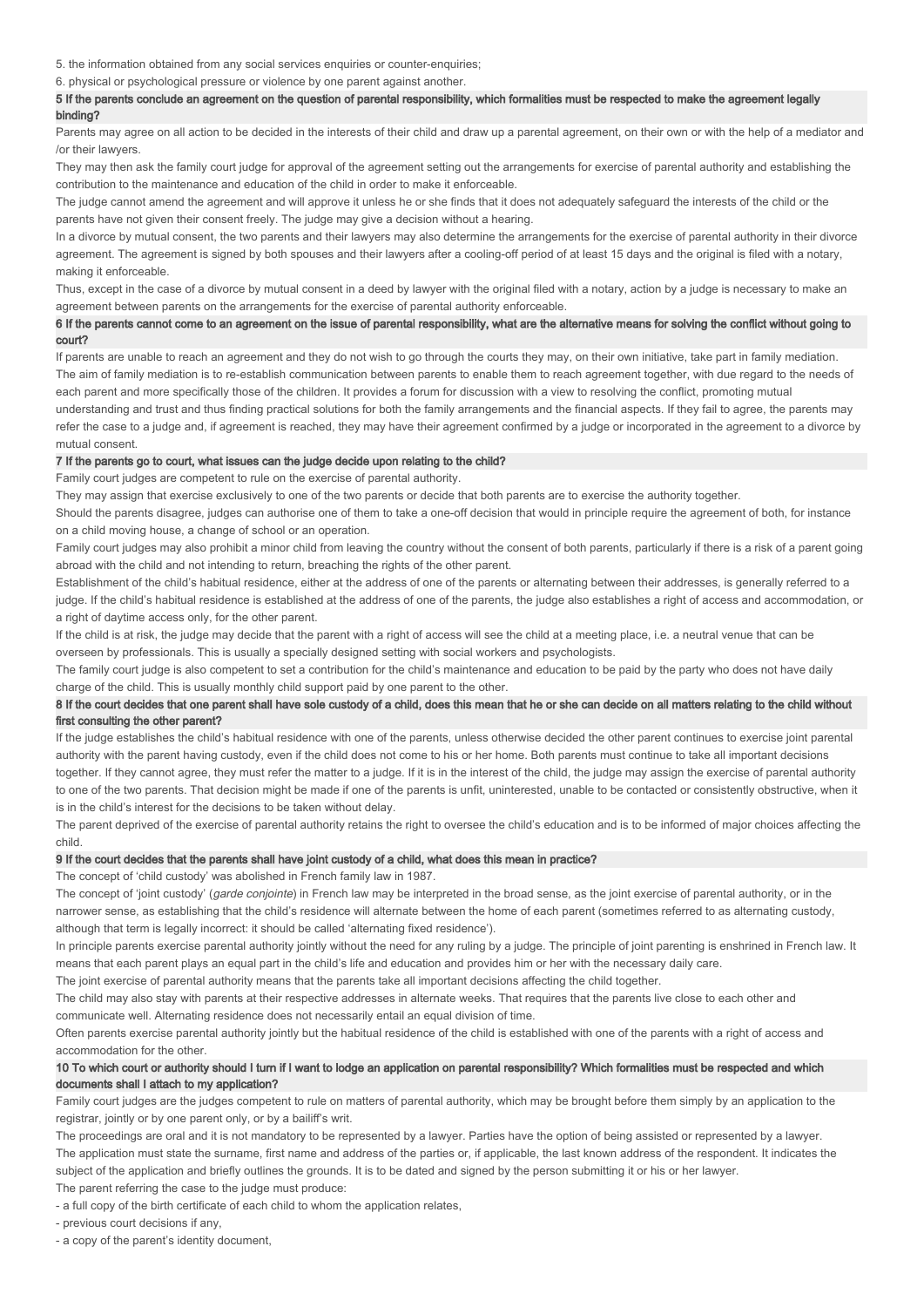5. the information obtained from any social services enquiries or counter-enquiries;

6. physical or psychological pressure or violence by one parent against another.

## 5 If the parents conclude an agreement on the question of parental responsibility, which formalities must be respected to make the agreement legally binding?

Parents may agree on all action to be decided in the interests of their child and draw up a parental agreement, on their own or with the help of a mediator and /or their lawyers.

They may then ask the family court judge for approval of the agreement setting out the arrangements for exercise of parental authority and establishing the contribution to the maintenance and education of the child in order to make it enforceable.

The judge cannot amend the agreement and will approve it unless he or she finds that it does not adequately safeguard the interests of the child or the parents have not given their consent freely. The judge may give a decision without a hearing.

In a divorce by mutual consent, the two parents and their lawyers may also determine the arrangements for the exercise of parental authority in their divorce agreement. The agreement is signed by both spouses and their lawyers after a cooling-off period of at least 15 days and the original is filed with a notary, making it enforceable.

Thus, except in the case of a divorce by mutual consent in a deed by lawyer with the original filed with a notary, action by a judge is necessary to make an agreement between parents on the arrangements for the exercise of parental authority enforceable.

## 6 If the parents cannot come to an agreement on the issue of parental responsibility, what are the alternative means for solving the conflict without going to court?

If parents are unable to reach an agreement and they do not wish to go through the courts they may, on their own initiative, take part in family mediation. The aim of family mediation is to re-establish communication between parents to enable them to reach agreement together, with due regard to the needs of each parent and more specifically those of the children. It provides a forum for discussion with a view to resolving the conflict, promoting mutual understanding and trust and thus finding practical solutions for both the family arrangements and the financial aspects. If they fail to agree, the parents may refer the case to a judge and, if agreement is reached, they may have their agreement confirmed by a judge or incorporated in the agreement to a divorce by mutual consent.

## 7 If the parents go to court, what issues can the judge decide upon relating to the child?

Family court judges are competent to rule on the exercise of parental authority.

They may assign that exercise exclusively to one of the two parents or decide that both parents are to exercise the authority together.

Should the parents disagree, judges can authorise one of them to take a one-off decision that would in principle require the agreement of both, for instance on a child moving house, a change of school or an operation.

Family court judges may also prohibit a minor child from leaving the country without the consent of both parents, particularly if there is a risk of a parent going abroad with the child and not intending to return, breaching the rights of the other parent.

Establishment of the child's habitual residence, either at the address of one of the parents or alternating between their addresses, is generally referred to a judge. If the child's habitual residence is established at the address of one of the parents, the judge also establishes a right of access and accommodation, or a right of daytime access only, for the other parent.

If the child is at risk, the judge may decide that the parent with a right of access will see the child at a meeting place, i.e. a neutral venue that can be overseen by professionals. This is usually a specially designed setting with social workers and psychologists.

The family court judge is also competent to set a contribution for the child's maintenance and education to be paid by the party who does not have daily charge of the child. This is usually monthly child support paid by one parent to the other.

## 8 If the court decides that one parent shall have sole custody of a child, does this mean that he or she can decide on all matters relating to the child without first consulting the other parent?

If the judge establishes the child's habitual residence with one of the parents, unless otherwise decided the other parent continues to exercise joint parental authority with the parent having custody, even if the child does not come to his or her home. Both parents must continue to take all important decisions together. If they cannot agree, they must refer the matter to a judge. If it is in the interest of the child, the judge may assign the exercise of parental authority to one of the two parents. That decision might be made if one of the parents is unfit, uninterested, unable to be contacted or consistently obstructive, when it is in the child's interest for the decisions to be taken without delay.

The parent deprived of the exercise of parental authority retains the right to oversee the child's education and is to be informed of major choices affecting the child.

## 9 If the court decides that the parents shall have joint custody of a child, what does this mean in practice?

The concept of 'child custody' was abolished in French family law in 1987.

The concept of 'joint custody' (*garde conjointe*) in French law may be interpreted in the broad sense, as the joint exercise of parental authority, or in the narrower sense, as establishing that the child's residence will alternate between the home of each parent (sometimes referred to as alternating custody, although that term is legally incorrect: it should be called 'alternating fixed residence').

In principle parents exercise parental authority jointly without the need for any ruling by a judge. The principle of joint parenting is enshrined in French law. It means that each parent plays an equal part in the child's life and education and provides him or her with the necessary daily care.

The joint exercise of parental authority means that the parents take all important decisions affecting the child together.

The child may also stay with parents at their respective addresses in alternate weeks. That requires that the parents live close to each other and communicate well. Alternating residence does not necessarily entail an equal division of time.

Often parents exercise parental authority jointly but the habitual residence of the child is established with one of the parents with a right of access and accommodation for the other.

## 10 To which court or authority should I turn if I want to lodge an application on parental responsibility? Which formalities must be respected and which documents shall I attach to my application?

Family court judges are the judges competent to rule on matters of parental authority, which may be brought before them simply by an application to the registrar, jointly or by one parent only, or by a bailiff's writ.

The proceedings are oral and it is not mandatory to be represented by a lawyer. Parties have the option of being assisted or represented by a lawyer.

The application must state the surname, first name and address of the parties or, if applicable, the last known address of the respondent. It indicates the subject of the application and briefly outlines the grounds. It is to be dated and signed by the person submitting it or his or her lawyer.

The parent referring the case to the judge must produce:

- a full copy of the birth certificate of each child to whom the application relates,
- previous court decisions if any,
- a copy of the parent's identity document,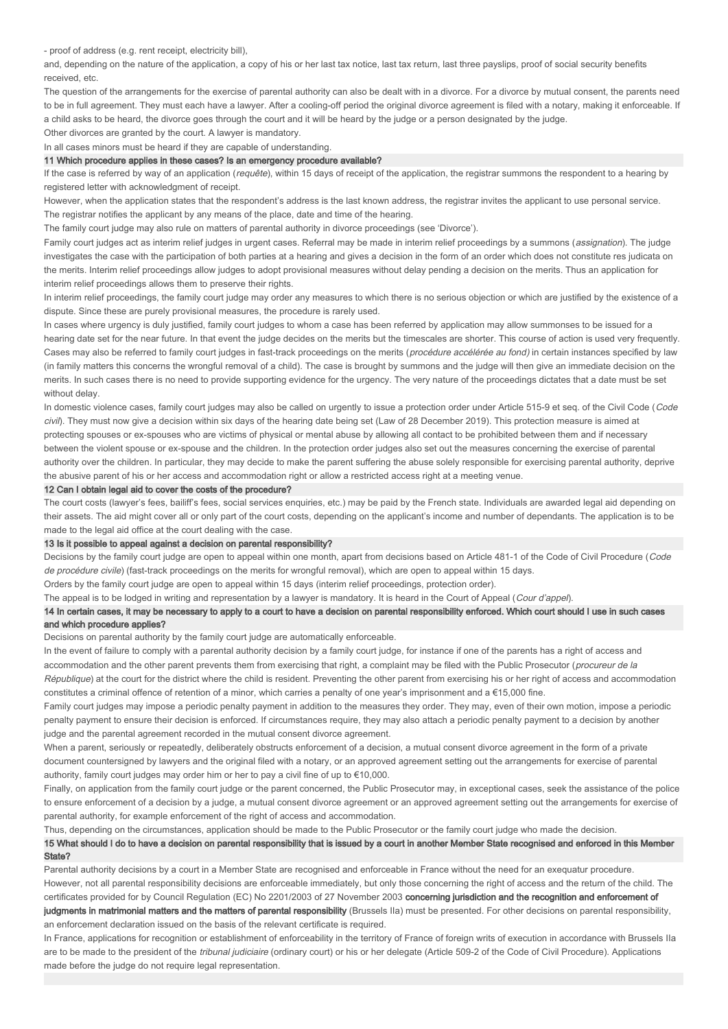- proof of address (e.g. rent receipt, electricity bill),

and, depending on the nature of the application, a copy of his or her last tax notice, last tax return, last three payslips, proof of social security benefits received, etc.

The question of the arrangements for the exercise of parental authority can also be dealt with in a divorce. For a divorce by mutual consent, the parents need to be in full agreement. They must each have a lawyer. After a cooling-off period the original divorce agreement is filed with a notary, making it enforceable. If a child asks to be heard, the divorce goes through the court and it will be heard by the judge or a person designated by the judge.

Other divorces are granted by the court. A lawyer is mandatory.

In all cases minors must be heard if they are capable of understanding.

### 11 Which procedure applies in these cases? Is an emergency procedure available?

If the case is referred by way of an application (*requête*), within 15 days of receipt of the application, the registrar summons the respondent to a hearing by registered letter with acknowledgment of receipt.

However, when the application states that the respondent's address is the last known address, the registrar invites the applicant to use personal service. The registrar notifies the applicant by any means of the place, date and time of the hearing.

The family court judge may also rule on matters of parental authority in divorce proceedings (see 'Divorce').

Family court judges act as interim relief judges in urgent cases. Referral may be made in interim relief proceedings by a summons (*assignation*). The judge investigates the case with the participation of both parties at a hearing and gives a decision in the form of an order which does not constitute res judicata on the merits. Interim relief proceedings allow judges to adopt provisional measures without delay pending a decision on the merits. Thus an application for interim relief proceedings allows them to preserve their rights.

In interim relief proceedings, the family court judge may order any measures to which there is no serious objection or which are justified by the existence of a dispute. Since these are purely provisional measures, the procedure is rarely used.

In cases where urgency is duly justified, family court judges to whom a case has been referred by application may allow summonses to be issued for a hearing date set for the near future. In that event the judge decides on the merits but the timescales are shorter. This course of action is used very frequently. Cases may also be referred to family court judges in fast-track proceedings on the merits (*procédure accélérée au fond)* in certain instances specified by law (in family matters this concerns the wrongful removal of a child). The case is brought by summons and the judge will then give an immediate decision on the merits. In such cases there is no need to provide supporting evidence for the urgency. The very nature of the proceedings dictates that a date must be set without delay.

In domestic violence cases, family court judges may also be called on urgently to issue a protection order under Article 515-9 et seq. of the Civil Code (*Code civil*). They must now give a decision within six days of the hearing date being set (Law of 28 December 2019). This protection measure is aimed at protecting spouses or ex-spouses who are victims of physical or mental abuse by allowing all contact to be prohibited between them and if necessary between the violent spouse or ex-spouse and the children. In the protection order judges also set out the measures concerning the exercise of parental authority over the children. In particular, they may decide to make the parent suffering the abuse solely responsible for exercising parental authority, deprive the abusive parent of his or her access and accommodation right or allow a restricted access right at a meeting venue.

### 12 Can I obtain legal aid to cover the costs of the procedure?

The court costs (lawyer's fees, bailiff's fees, social services enquiries, etc.) may be paid by the French state. Individuals are awarded legal aid depending on their assets. The aid might cover all or only part of the court costs, depending on the applicant's income and number of dependants. The application is to be made to the legal aid office at the court dealing with the case.

### 13 Is it possible to appeal against a decision on parental responsibility?

Decisions by the family court judge are open to appeal within one month, apart from decisions based on Article 481-1 of the Code of Civil Procedure (*Code de procédure civile*) (fast-track proceedings on the merits for wrongful removal), which are open to appeal within 15 days.

Orders by the family court judge are open to appeal within 15 days (interim relief proceedings, protection order).

The appeal is to be lodged in writing and representation by a lawyer is mandatory. It is heard in the Court of Appeal (*Cour d'appel*).

### 14 In certain cases, it may be necessary to apply to a court to have a decision on parental responsibility enforced. Which court should I use in such cases and which procedure applies?

Decisions on parental authority by the family court judge are automatically enforceable.

In the event of failure to comply with a parental authority decision by a family court judge, for instance if one of the parents has a right of access and accommodation and the other parent prevents them from exercising that right, a complaint may be filed with the Public Prosecutor (*procureur de la République*) at the court for the district where the child is resident. Preventing the other parent from exercising his or her right of access and accommodation constitutes a criminal offence of retention of a minor, which carries a penalty of one year's imprisonment and a €15,000 fine.

Family court judges may impose a periodic penalty payment in addition to the measures they order. They may, even of their own motion, impose a periodic penalty payment to ensure their decision is enforced. If circumstances require, they may also attach a periodic penalty payment to a decision by another judge and the parental agreement recorded in the mutual consent divorce agreement.

When a parent, seriously or repeatedly, deliberately obstructs enforcement of a decision, a mutual consent divorce agreement in the form of a private document countersigned by lawyers and the original filed with a notary, or an approved agreement setting out the arrangements for exercise of parental authority, family court judges may order him or her to pay a civil fine of up to €10,000.

Finally, on application from the family court judge or the parent concerned, the Public Prosecutor may, in exceptional cases, seek the assistance of the police to ensure enforcement of a decision by a judge, a mutual consent divorce agreement or an approved agreement setting out the arrangements for exercise of parental authority, for example enforcement of the right of access and accommodation.

Thus, depending on the circumstances, application should be made to the Public Prosecutor or the family court judge who made the decision.

### 15 What should I do to have a decision on parental responsibility that is issued by a court in another Member State recognised and enforced in this Member State?

Parental authority decisions by a court in a Member State are recognised and enforceable in France without the need for an exequatur procedure. However, not all parental responsibility decisions are enforceable immediately, but only those concerning the right of access and the return of the child. The certificates provided for by Council Regulation (EC) No 2201/2003 of 27 November 2003 **concerning jurisdiction and the recognition and enforcement of judgments in matrimonial matters and the matters of parental responsibility** (Brussels IIa) must be presented. For other decisions on parental responsibility, an enforcement declaration issued on the basis of the relevant certificate is required.

In France, applications for recognition or establishment of enforceability in the territory of France of foreign writs of execution in accordance with Brussels IIa are to be made to the president of the *tribunal judiciaire* (ordinary court) or his or her delegate (Article 509-2 of the Code of Civil Procedure). Applications made before the judge do not require legal representation.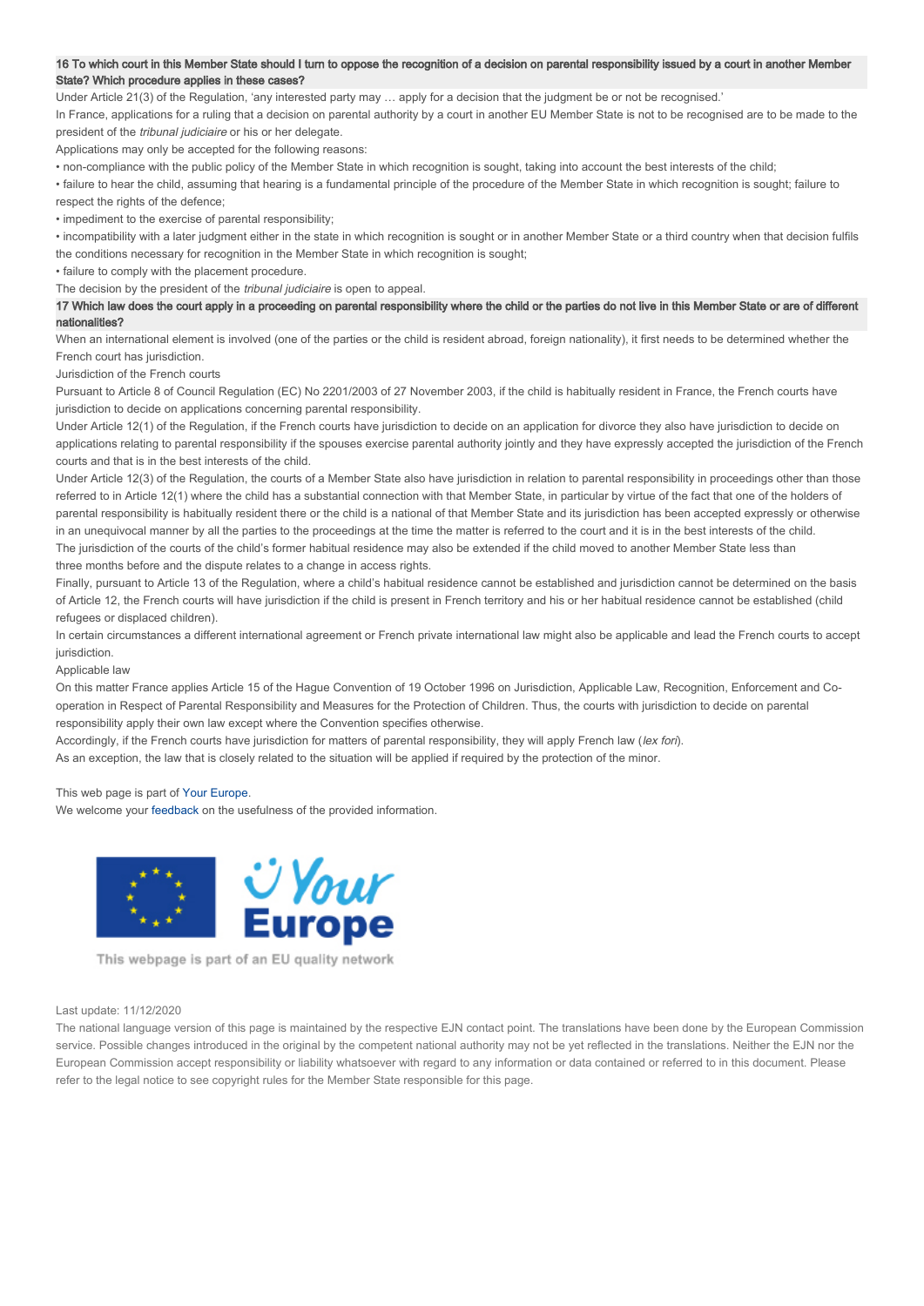### 16 To which court in this Member State should I turn to oppose the recognition of a decision on parental responsibility issued by a court in another Member State? Which procedure applies in these cases?

Under Article 21(3) of the Regulation, 'any interested party may … apply for a decision that the judgment be or not be recognised.'

In France, applications for a ruling that a decision on parental authority by a court in another EU Member State is not to be recognised are to be made to the president of the *tribunal judiciaire* or his or her delegate.

Applications may only be accepted for the following reasons:

- non-compliance with the public policy of the Member State in which recognition is sought, taking into account the best interests of the child;
- failure to hear the child, assuming that hearing is a fundamental principle of the procedure of the Member State in which recognition is sought; failure to respect the rights of the defence;
- impediment to the exercise of parental responsibility;
- incompatibility with a later judgment either in the state in which recognition is sought or in another Member State or a third country when that decision fulfils the conditions necessary for recognition in the Member State in which recognition is sought;
- failure to comply with the placement procedure.

The decision by the president of the *tribunal judiciaire* is open to appeal.

### 17 Which law does the court apply in a proceeding on parental responsibility where the child or the parties do not live in this Member State or are of different nationalities?

When an international element is involved (one of the parties or the child is resident abroad, foreign nationality), it first needs to be determined whether the French court has jurisdiction.

Jurisdiction of the French courts

Pursuant to Article 8 of Council Regulation (EC) No 2201/2003 of 27 November 2003, if the child is habitually resident in France, the French courts have jurisdiction to decide on applications concerning parental responsibility.

Under Article 12(1) of the Regulation, if the French courts have jurisdiction to decide on an application for divorce they also have jurisdiction to decide on applications relating to parental responsibility if the spouses exercise parental authority jointly and they have expressly accepted the jurisdiction of the French courts and that is in the best interests of the child.

Under Article 12(3) of the Regulation, the courts of a Member State also have jurisdiction in relation to parental responsibility in proceedings other than those referred to in Article 12(1) where the child has a substantial connection with that Member State, in particular by virtue of the fact that one of the holders of parental responsibility is habitually resident there or the child is a national of that Member State and its jurisdiction has been accepted expressly or otherwise in an unequivocal manner by all the parties to the proceedings at the time the matter is referred to the court and it is in the best interests of the child.

The jurisdiction of the courts of the child's former habitual residence may also be extended if the child moved to another Member State less than three months before and the dispute relates to a change in access rights.

Finally, pursuant to Article 13 of the Regulation, where a child's habitual residence cannot be established and jurisdiction cannot be determined on the basis of Article 12, the French courts will have jurisdiction if the child is present in French territory and his or her habitual residence cannot be established (child refugees or displaced children).

In certain circumstances a different international agreement or French private international law might also be applicable and lead the French courts to accept jurisdiction.

Applicable law

On this matter France applies Article 15 of the Hague Convention of 19 October 1996 on Jurisdiction, Applicable Law, Recognition, Enforcement and Co-operation in Respect of Parental Responsibility and Measures for the Protection of Children. Thus, the courts with jurisdiction to decide on parental responsibility apply their own law except where the Convention specifies otherwise.

Accordingly, if the French courts have jurisdiction for matters of parental responsibility, they will apply French law (*lex fori*).

As an exception, the law that is closely related to the situation will be applied if required by the protection of the minor.

This web page is part of Your Europe.

We welcome your feedback on the usefulness of the provided information.

This webpage is part of an EU quality network

Last update: 11/12/2020

The national language version of this page is maintained by the respective EJN contact point. The translations have been done by the European Commission service. Possible changes introduced in the original by the competent national authority may not be yet reflected in the translations. Neither the EJN nor the European Commission accept responsibility or liability whatsoever with regard to any information or data contained or referred to in this document. Please refer to the legal notice to see copyright rules for the Member State responsible for this page.